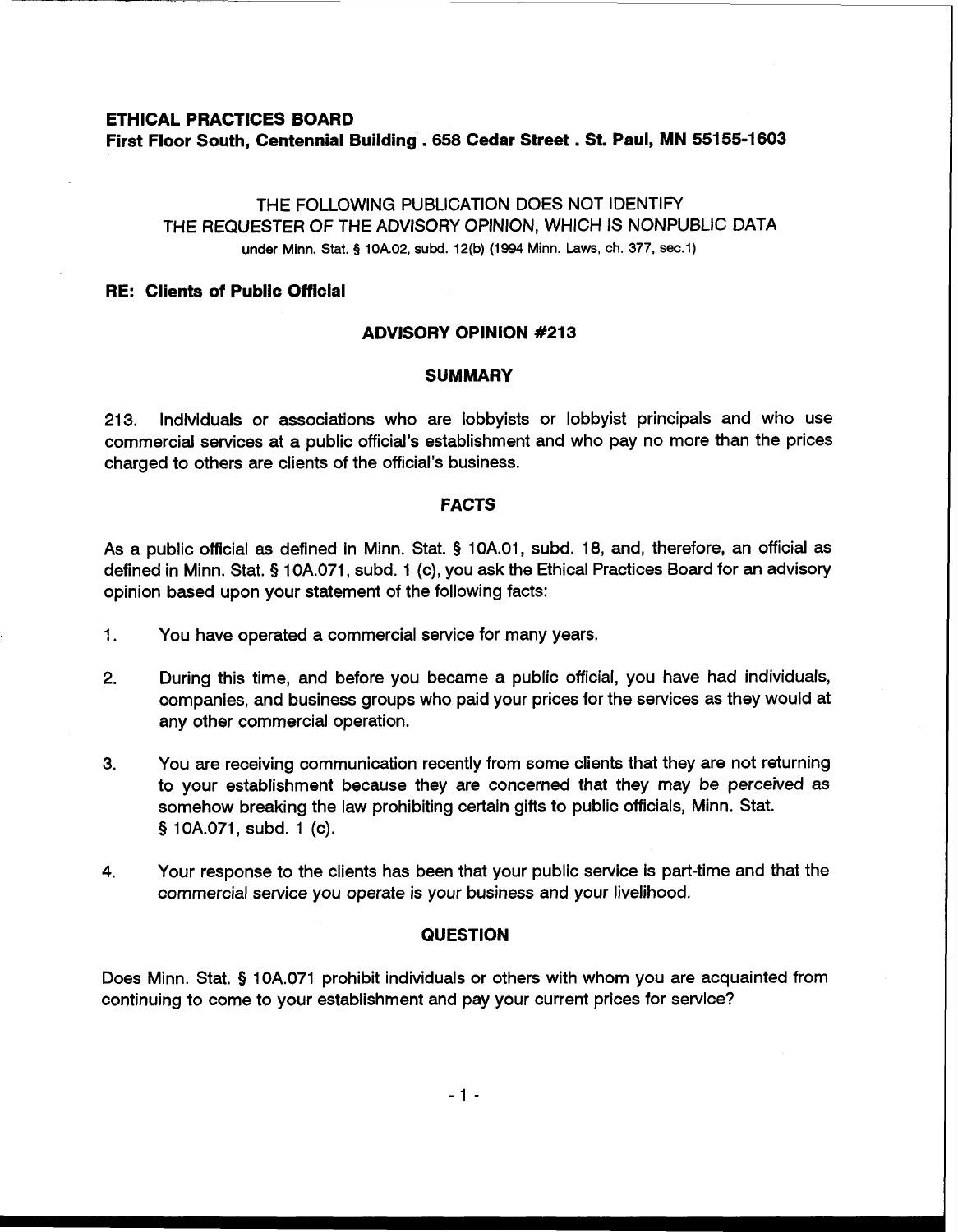**ETHICAL PRACTICES BOARD**
**First Floor South, Centennial Building . 658 Cedar Street . St. Paul, MN 55155-1603**

THE FOLLOWING PUBLICATION DOES NOT IDENTIFY
THE REQUESTER OF THE ADVISORY OPINION, WHICH IS NONPUBLIC DATA
under Minn. Stat. § 10A.02, subd. 12(b) (1994 Minn. Laws, ch. 377, sec.1)

**RE: Clients of Public Official**

## ADVISORY OPINION #213

### SUMMARY

213. Individuals or associations who are lobbyists or lobbyist principals and who use commercial services at a public official's establishment and who pay no more than the prices charged to others are clients of the official's business.

### FACTS

As a public official as defined in Minn. Stat. § 10A.01, subd. 18, and, therefore, an official as defined in Minn. Stat. § 10A.071, subd. 1 (c), you ask the Ethical Practices Board for an advisory opinion based upon your statement of the following facts:

1. You have operated a commercial service for many years.

2. During this time, and before you became a public official, you have had individuals, companies, and business groups who paid your prices for the services as they would at any other commercial operation.

3. You are receiving communication recently from some clients that they are not returning to your establishment because they are concerned that they may be perceived as somehow breaking the law prohibiting certain gifts to public officials, Minn. Stat. § 10A.071, subd. 1 (c).

4. Your response to the clients has been that your public service is part-time and that the commercial service you operate is your business and your livelihood.

### QUESTION

Does Minn. Stat. § 10A.071 prohibit individuals or others with whom you are acquainted from continuing to come to your establishment and pay your current prices for service?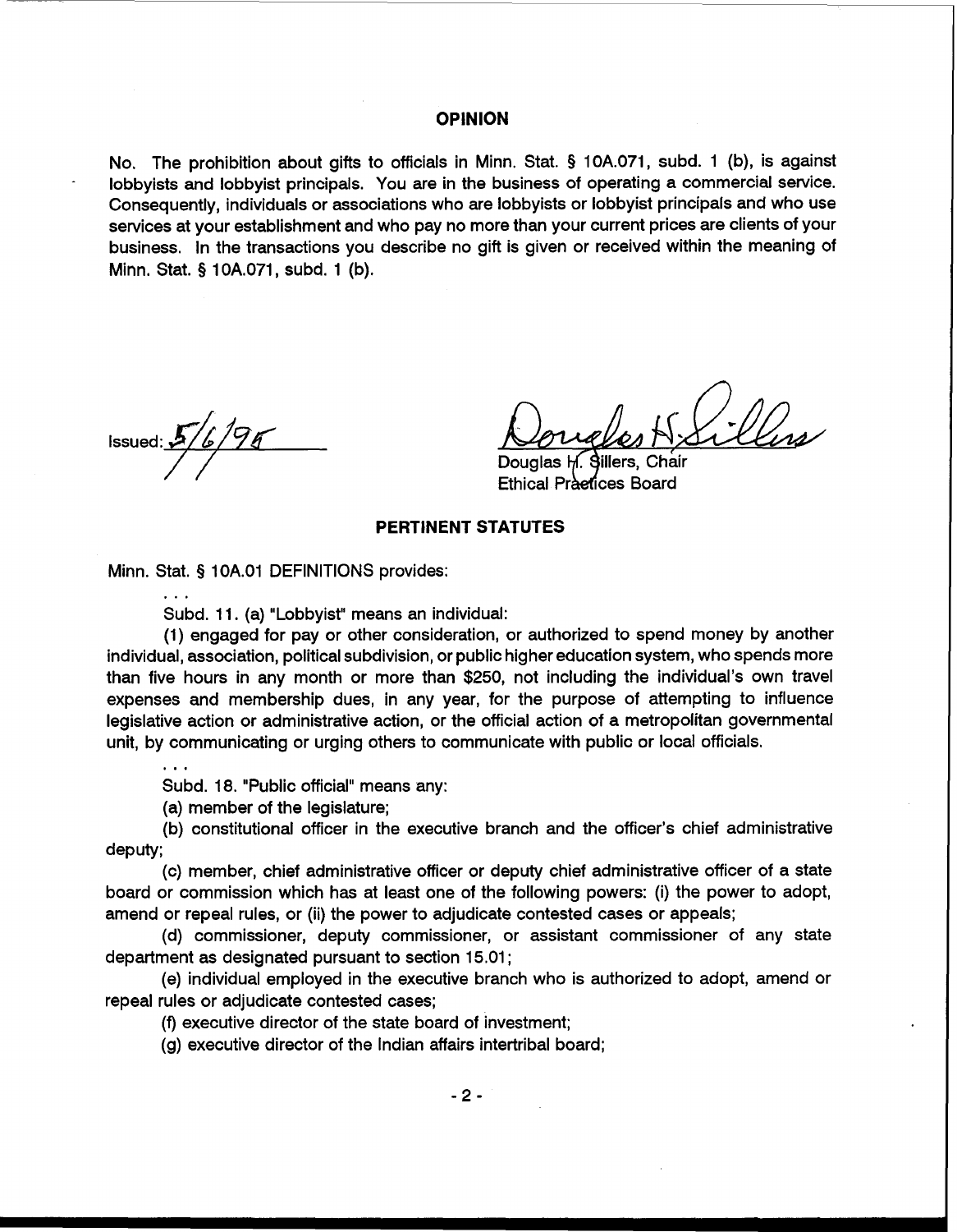## OPINION

No. The prohibition about gifts to officials in Minn. Stat. § 10A.071, subd. 1 (b), is against lobbyists and lobbyist principals. You are in the business of operating a commercial service. Consequently, individuals or associations who are lobbyists or lobbyist principals and who use services at your establishment and who pay no more than your current prices are clients of your business. In the transactions you describe no gift is given or received within the meaning of Minn. Stat. § 10A.071, subd. 1 (b).

Issued: 5/6/95

Douglas H. Sillers, Chair
Ethical Practices Board

## PERTINENT STATUTES

Minn. Stat. § 10A.01 DEFINITIONS provides:

. . .

Subd. 11. (a) "Lobbyist" means an individual:

(1) engaged for pay or other consideration, or authorized to spend money by another individual, association, political subdivision, or public higher education system, who spends more than five hours in any month or more than $250, not including the individual's own travel expenses and membership dues, in any year, for the purpose of attempting to influence legislative action or administrative action, or the official action of a metropolitan governmental unit, by communicating or urging others to communicate with public or local officials.

. . .

Subd. 18. "Public official" means any:

(a) member of the legislature;

(b) constitutional officer in the executive branch and the officer's chief administrative deputy;

(c) member, chief administrative officer or deputy chief administrative officer of a state board or commission which has at least one of the following powers: (i) the power to adopt, amend or repeal rules, or (ii) the power to adjudicate contested cases or appeals;

(d) commissioner, deputy commissioner, or assistant commissioner of any state department as designated pursuant to section 15.01;

(e) individual employed in the executive branch who is authorized to adopt, amend or repeal rules or adjudicate contested cases;

(f) executive director of the state board of investment;

(g) executive director of the Indian affairs intertribal board;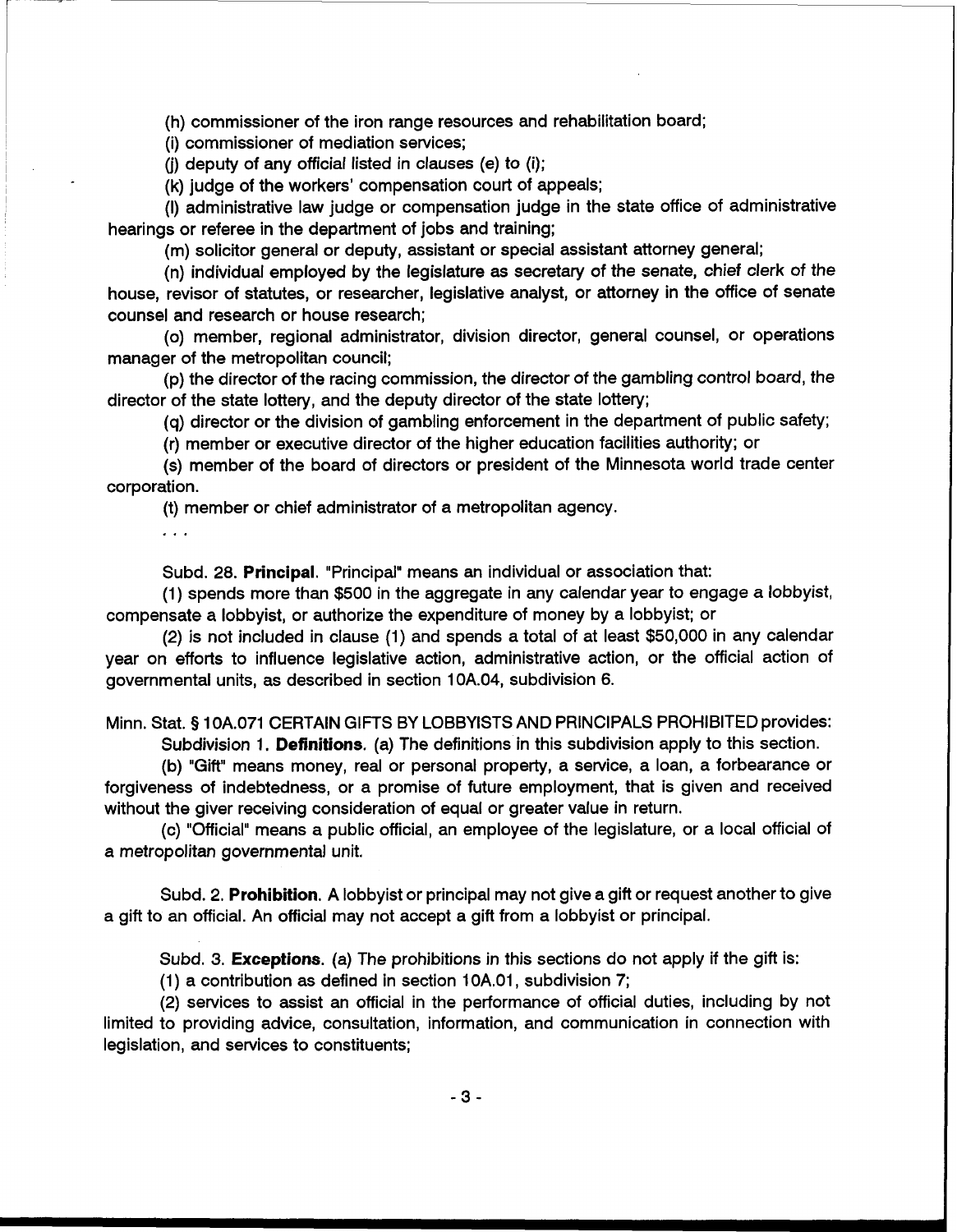(h) commissioner of the iron range resources and rehabilitation board;

(i) commissioner of mediation services;

(j) deputy of any official listed in clauses (e) to (i);

(k) judge of the workers' compensation court of appeals;

(l) administrative law judge or compensation judge in the state office of administrative hearings or referee in the department of jobs and training;

(m) solicitor general or deputy, assistant or special assistant attorney general;

(n) individual employed by the legislature as secretary of the senate, chief clerk of the house, revisor of statutes, or researcher, legislative analyst, or attorney in the office of senate counsel and research or house research;

(o) member, regional administrator, division director, general counsel, or operations manager of the metropolitan council;

(p) the director of the racing commission, the director of the gambling control board, the director of the state lottery, and the deputy director of the state lottery;

(q) director or the division of gambling enforcement in the department of public safety;

(r) member or executive director of the higher education facilities authority; or

(s) member of the board of directors or president of the Minnesota world trade center corporation.

(t) member or chief administrator of a metropolitan agency.

. . .

Subd. 28. **Principal**. "Principal" means an individual or association that:

(1) spends more than $500 in the aggregate in any calendar year to engage a lobbyist, compensate a lobbyist, or authorize the expenditure of money by a lobbyist; or

(2) is not included in clause (1) and spends a total of at least $50,000 in any calendar year on efforts to influence legislative action, administrative action, or the official action of governmental units, as described in section 10A.04, subdivision 6.

Minn. Stat. § 10A.071 CERTAIN GIFTS BY LOBBYISTS AND PRINCIPALS PROHIBITED provides:

Subdivision 1. **Definitions**. (a) The definitions in this subdivision apply to this section.

(b) "Gift" means money, real or personal property, a service, a loan, a forbearance or forgiveness of indebtedness, or a promise of future employment, that is given and received without the giver receiving consideration of equal or greater value in return.

(c) "Official" means a public official, an employee of the legislature, or a local official of a metropolitan governmental unit.

Subd. 2. **Prohibition**. A lobbyist or principal may not give a gift or request another to give a gift to an official. An official may not accept a gift from a lobbyist or principal.

Subd. 3. **Exceptions**. (a) The prohibitions in this sections do not apply if the gift is:

(1) a contribution as defined in section 10A.01, subdivision 7;

(2) services to assist an official in the performance of official duties, including by not limited to providing advice, consultation, information, and communication in connection with legislation, and services to constituents;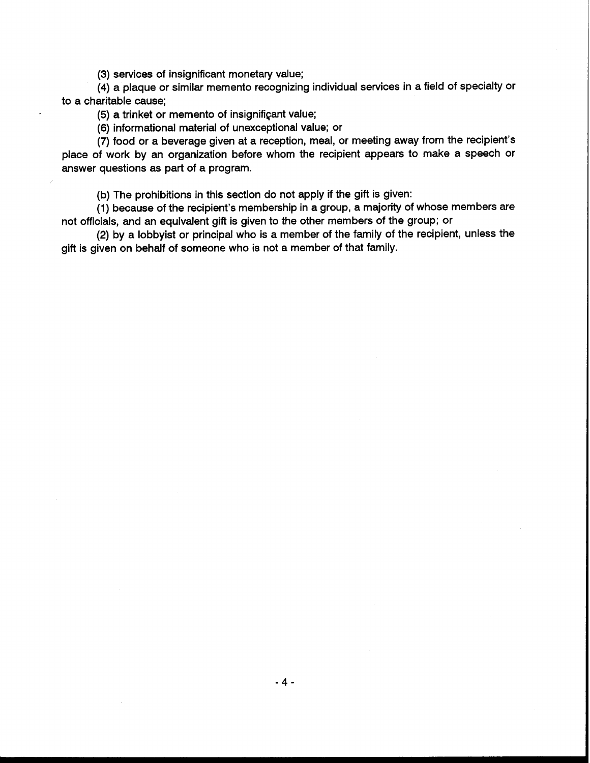(3) services of insignificant monetary value;

(4) a plaque or similar memento recognizing individual services in a field of specialty or to a charitable cause;

(5) a trinket or memento of insignificant value;

(6) informational material of unexceptional value; or

(7) food or a beverage given at a reception, meal, or meeting away from the recipient's place of work by an organization before whom the recipient appears to make a speech or answer questions as part of a program.

(b) The prohibitions in this section do not apply if the gift is given:

(1) because of the recipient's membership in a group, a majority of whose members are not officials, and an equivalent gift is given to the other members of the group; or

(2) by a lobbyist or principal who is a member of the family of the recipient, unless the gift is given on behalf of someone who is not a member of that family.